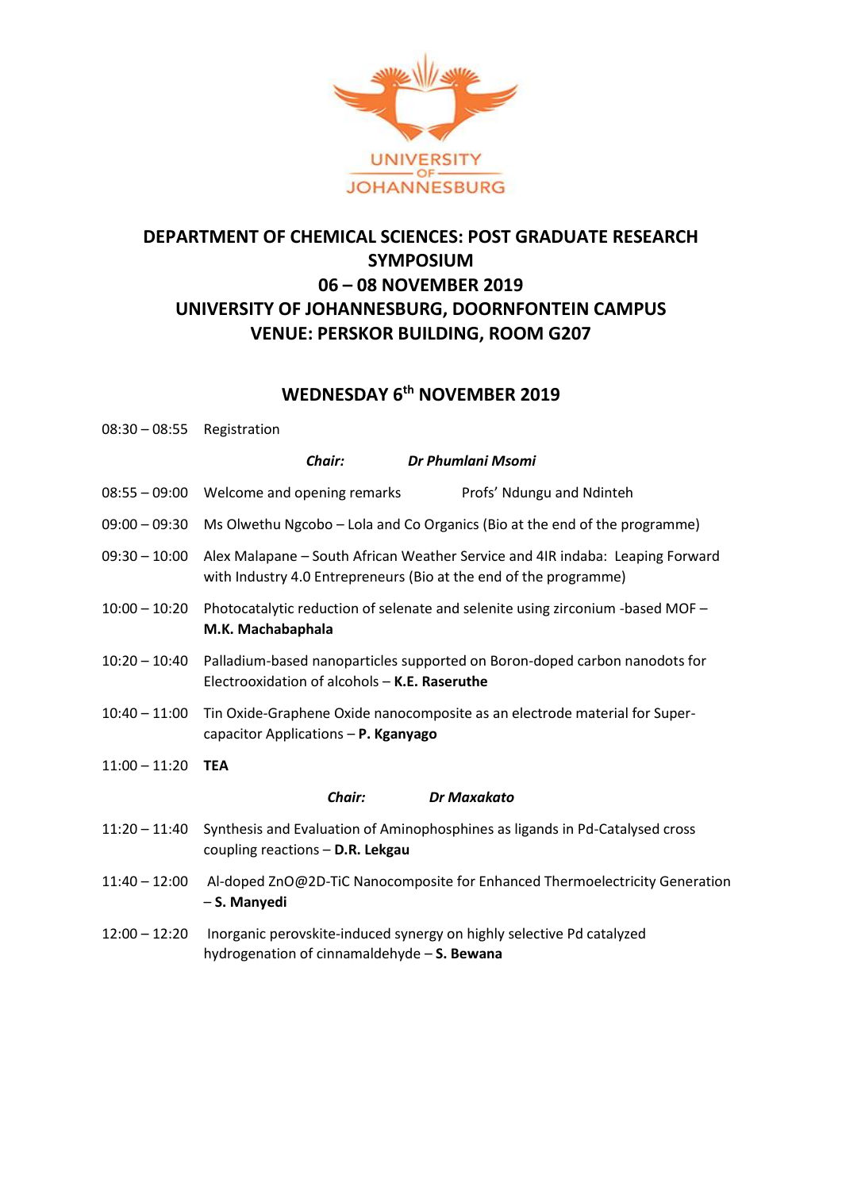UNIVERSITY OF JOHANNESBURG

# DEPARTMENT OF CHEMICAL SCIENCES: POST GRADUATE RESEARCH SYMPOSIUM

## 06 – 08 NOVEMBER 2019

## UNIVERSITY OF JOHANNESBURG, DOORNFONTEIN CAMPUS

## VENUE: PERSKOR BUILDING, ROOM G207

## WEDNESDAY 6th NOVEMBER 2019

08:30 – 08:55 Registration

***Chair: Dr Phumlani Msomi***

08:55 – 09:00 Welcome and opening remarks — Profs' Ndungu and Ndinteh

09:00 – 09:30 Ms Olwethu Ngcobo – Lola and Co Organics (Bio at the end of the programme)

09:30 – 10:00 Alex Malapane – South African Weather Service and 4IR indaba: Leaping Forward with Industry 4.0 Entrepreneurs (Bio at the end of the programme)

10:00 – 10:20 Photocatalytic reduction of selenate and selenite using zirconium -based MOF – **M.K. Machabaphala**

10:20 – 10:40 Palladium-based nanoparticles supported on Boron-doped carbon nanodots for Electrooxidation of alcohols – **K.E. Raseruthe**

10:40 – 11:00 Tin Oxide-Graphene Oxide nanocomposite as an electrode material for Super-capacitor Applications – **P. Kganyago**

11:00 – 11:20 **TEA**

***Chair: Dr Maxakato***

11:20 – 11:40 Synthesis and Evaluation of Aminophosphines as ligands in Pd-Catalysed cross coupling reactions – **D.R. Lekgau**

11:40 – 12:00 Al-doped ZnO@2D-TiC Nanocomposite for Enhanced Thermoelectricity Generation – **S. Manyedi**

12:00 – 12:20 Inorganic perovskite-induced synergy on highly selective Pd catalyzed hydrogenation of cinnamaldehyde – **S. Bewana**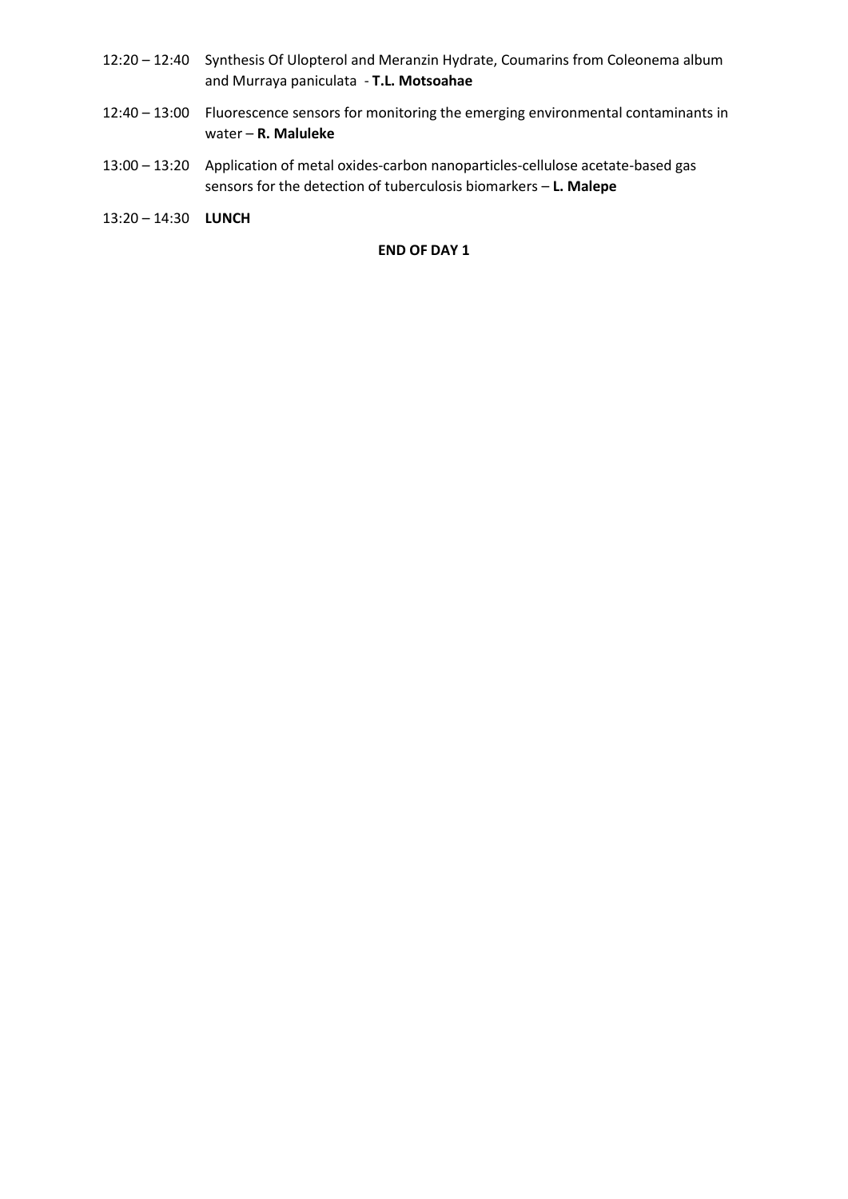12:20 – 12:40 Synthesis Of Ulopterol and Meranzin Hydrate, Coumarins from Coleonema album and Murraya paniculata - **T.L. Motsoahae**

12:40 – 13:00 Fluorescence sensors for monitoring the emerging environmental contaminants in water – **R. Maluleke**

13:00 – 13:20 Application of metal oxides-carbon nanoparticles-cellulose acetate-based gas sensors for the detection of tuberculosis biomarkers – **L. Malepe**

13:20 – 14:30 **LUNCH**

**END OF DAY 1**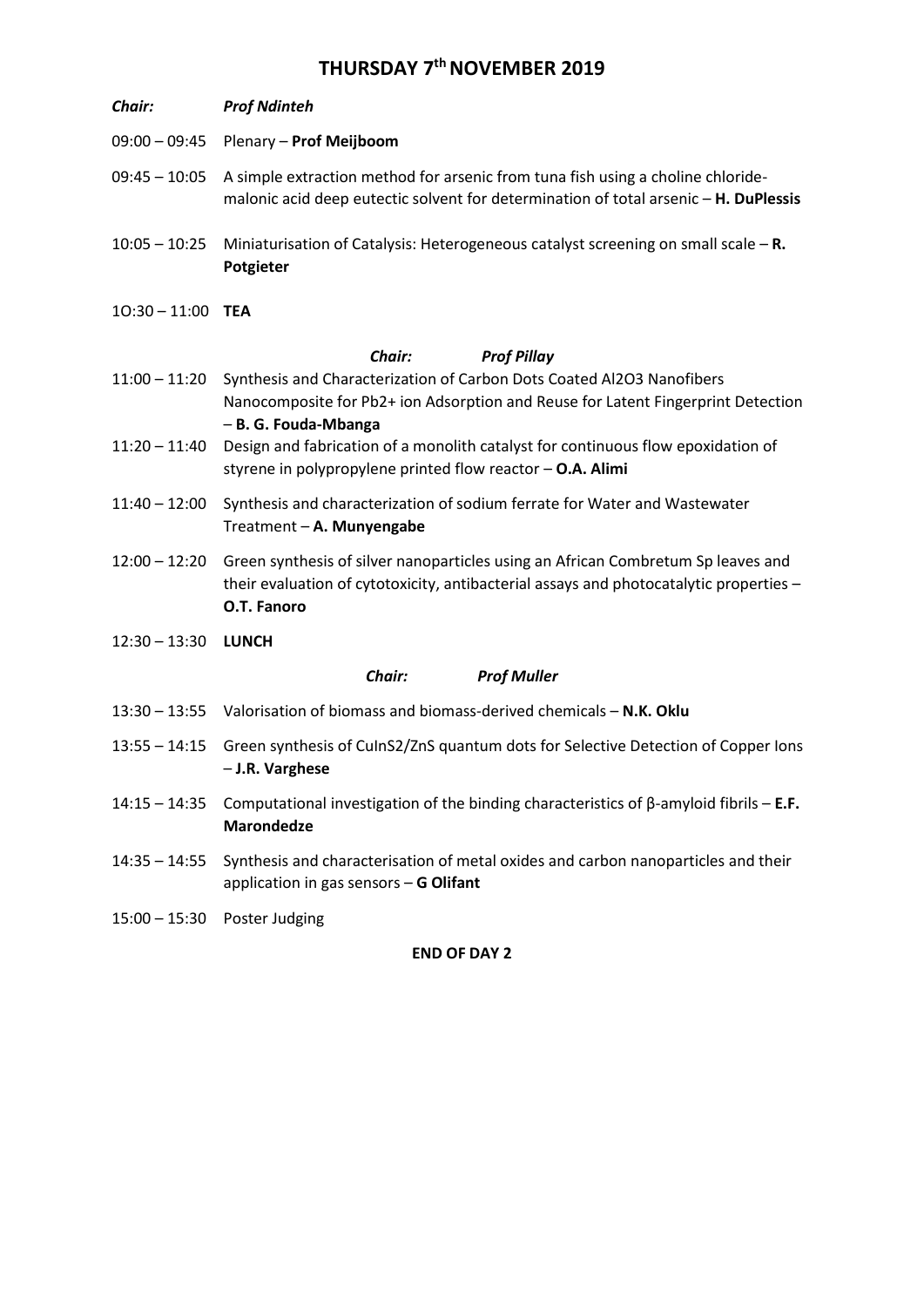# THURSDAY 7th NOVEMBER 2019

***Chair:*** ***Prof Ndinteh***

| | |
|---|---|
| 09:00 – 09:45 | Plenary – **Prof Meijboom** |
| 09:45 – 10:05 | A simple extraction method for arsenic from tuna fish using a choline chloride-malonic acid deep eutectic solvent for determination of total arsenic – **H. DuPlessis** |
| 10:05 – 10:25 | Miniaturisation of Catalysis: Heterogeneous catalyst screening on small scale – **R. Potgieter** |
| 1O:30 – 11:00 | **TEA** |
| | ***Chair:*** ***Prof Pillay*** |
| 11:00 – 11:20 | Synthesis and Characterization of Carbon Dots Coated $Al_2O_3$ Nanofibers Nanocomposite for $Pb^{2+}$ ion Adsorption and Reuse for Latent Fingerprint Detection – **B. G. Fouda-Mbanga** |
| 11:20 – 11:40 | Design and fabrication of a monolith catalyst for continuous flow epoxidation of styrene in polypropylene printed flow reactor – **O.A. Alimi** |
| 11:40 – 12:00 | Synthesis and characterization of sodium ferrate for Water and Wastewater Treatment – **A. Munyengabe** |
| 12:00 – 12:20 | Green synthesis of silver nanoparticles using an African Combretum Sp leaves and their evaluation of cytotoxicity, antibacterial assays and photocatalytic properties – **O.T. Fanoro** |
| 12:30 – 13:30 | **LUNCH** |
| | ***Chair:*** ***Prof Muller*** |
| 13:30 – 13:55 | Valorisation of biomass and biomass-derived chemicals – **N.K. Oklu** |
| 13:55 – 14:15 | Green synthesis of $CuInS_2$/ZnS quantum dots for Selective Detection of Copper Ions – **J.R. Varghese** |
| 14:15 – 14:35 | Computational investigation of the binding characteristics of β-amyloid fibrils – **E.F. Marondedze** |
| 14:35 – 14:55 | Synthesis and characterisation of metal oxides and carbon nanoparticles and their application in gas sensors – **G Olifant** |
| 15:00 – 15:30 | Poster Judging |

**END OF DAY 2**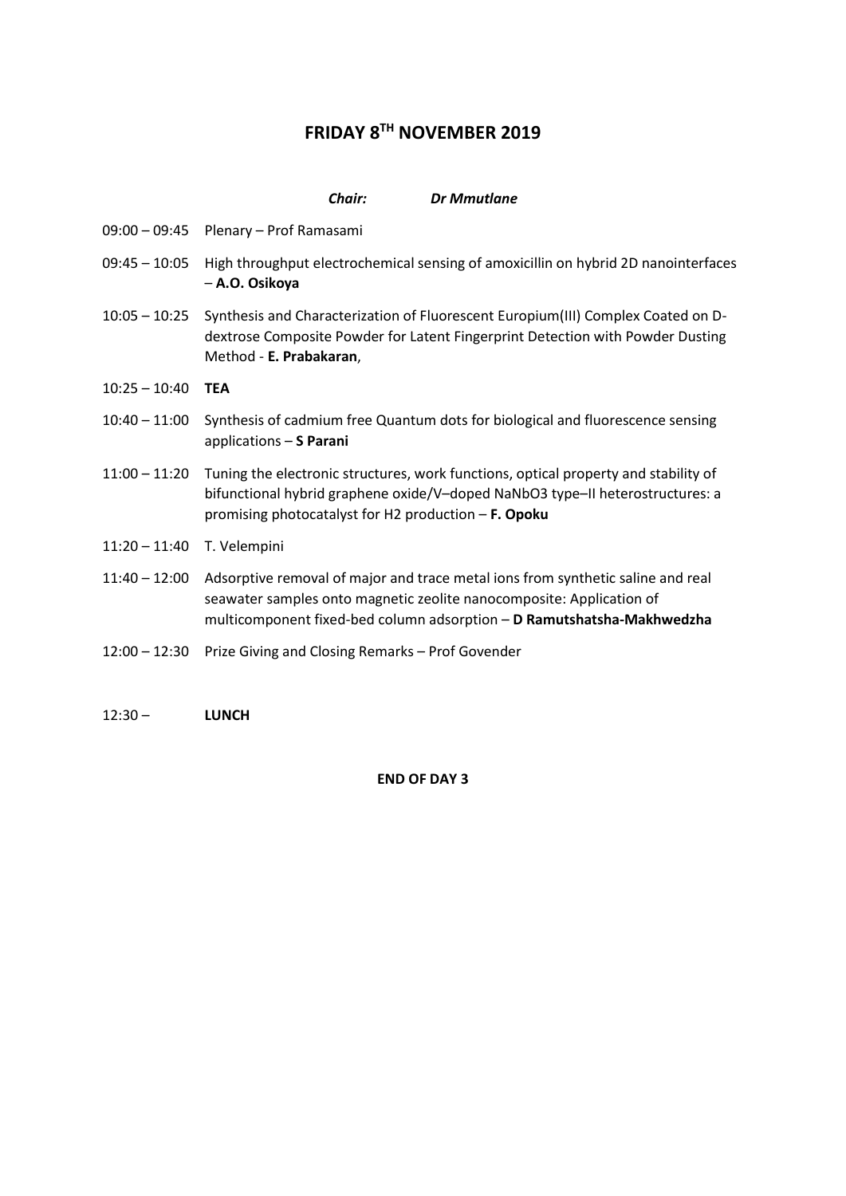# FRIDAY 8[TH] NOVEMBER 2019

***Chair: Dr Mmutlane***

09:00 – 09:45 Plenary – Prof Ramasami

09:45 – 10:05 High throughput electrochemical sensing of amoxicillin on hybrid 2D nanointerfaces – **A.O. Osikoya**

10:05 – 10:25 Synthesis and Characterization of Fluorescent Europium(III) Complex Coated on D-dextrose Composite Powder for Latent Fingerprint Detection with Powder Dusting Method - **E. Prabakaran**,

10:25 – 10:40 **TEA**

10:40 – 11:00 Synthesis of cadmium free Quantum dots for biological and fluorescence sensing applications – **S Parani**

11:00 – 11:20 Tuning the electronic structures, work functions, optical property and stability of bifunctional hybrid graphene oxide/V–doped $NaNbO_3$ type–II heterostructures: a promising photocatalyst for $H_2$ production – **F. Opoku**

11:20 – 11:40 T. Velempini

11:40 – 12:00 Adsorptive removal of major and trace metal ions from synthetic saline and real seawater samples onto magnetic zeolite nanocomposite: Application of multicomponent fixed-bed column adsorption – **D Ramutshatsha-Makhwedzha**

12:00 – 12:30 Prize Giving and Closing Remarks – Prof Govender

12:30 – **LUNCH**

**END OF DAY 3**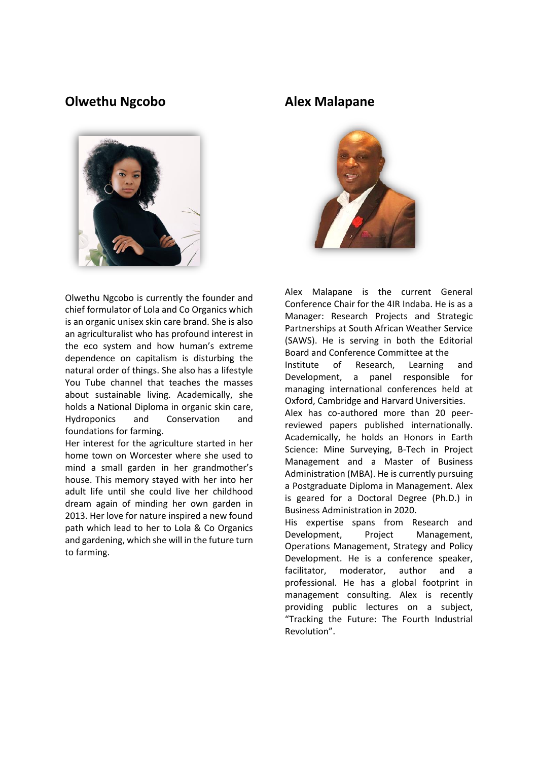## Olwethu Ngcobo

Olwethu Ngcobo is currently the founder and chief formulator of Lola and Co Organics which is an organic unisex skin care brand. She is also an agriculturalist who has profound interest in the eco system and how human's extreme dependence on capitalism is disturbing the natural order of things. She also has a lifestyle You Tube channel that teaches the masses about sustainable living. Academically, she holds a National Diploma in organic skin care, Hydroponics and Conservation and foundations for farming.

Her interest for the agriculture started in her home town on Worcester where she used to mind a small garden in her grandmother's house. This memory stayed with her into her adult life until she could live her childhood dream again of minding her own garden in 2013. Her love for nature inspired a new found path which lead to her to Lola & Co Organics and gardening, which she will in the future turn to farming.

## Alex Malapane

Alex Malapane is the current General Conference Chair for the 4IR Indaba. He is as a Manager: Research Projects and Strategic Partnerships at South African Weather Service (SAWS). He is serving in both the Editorial Board and Conference Committee at the Institute of Research, Learning and Development, a panel responsible for managing international conferences held at Oxford, Cambridge and Harvard Universities.

Alex has co-authored more than 20 peer-reviewed papers published internationally. Academically, he holds an Honors in Earth Science: Mine Surveying, B-Tech in Project Management and a Master of Business Administration (MBA). He is currently pursuing a Postgraduate Diploma in Management. Alex is geared for a Doctoral Degree (Ph.D.) in Business Administration in 2020.

His expertise spans from Research and Development, Project Management, Operations Management, Strategy and Policy Development. He is a conference speaker, facilitator, moderator, author and a professional. He has a global footprint in management consulting. Alex is recently providing public lectures on a subject, "Tracking the Future: The Fourth Industrial Revolution".